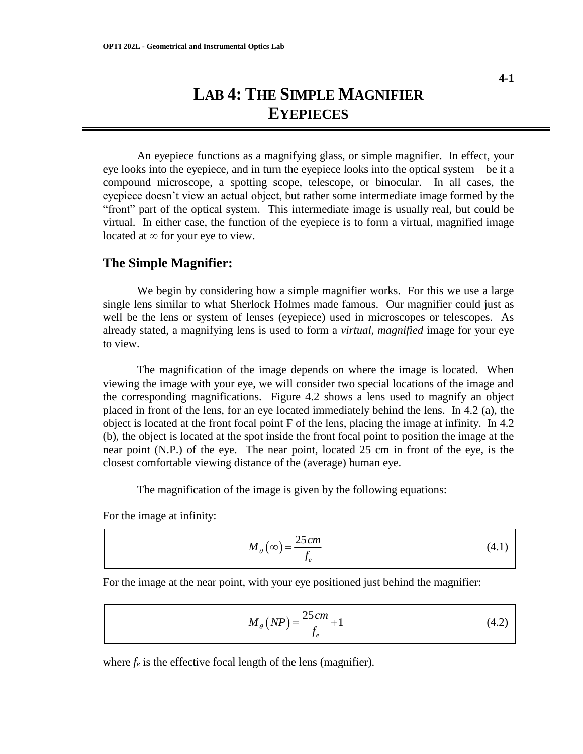# LAB 4: THE SIMPLE MAGNIFIER EYEPIECES

An eyepiece functions as a magnifying glass, or simple magnifier. In effect, your eye looks into the eyepiece, and in turn the eyepiece looks into the optical system—be it a compound microscope, a spotting scope, telescope, or binocular. In all cases, the eyepiece doesn't view an actual object, but rather some intermediate image formed by the "front" part of the optical system. This intermediate image is usually real, but could be virtual. In either case, the function of the eyepiece is to form a virtual, magnified image located at $\infty$ for your eye to view.

## The Simple Magnifier:

We begin by considering how a simple magnifier works. For this we use a large single lens similar to what Sherlock Holmes made famous. Our magnifier could just as well be the lens or system of lenses (eyepiece) used in microscopes or telescopes. As already stated, a magnifying lens is used to form a *virtual, magnified* image for your eye to view.

The magnification of the image depends on where the image is located. When viewing the image with your eye, we will consider two special locations of the image and the corresponding magnifications. Figure 4.2 shows a lens used to magnify an object placed in front of the lens, for an eye located immediately behind the lens. In 4.2 (a), the object is located at the front focal point F of the lens, placing the image at infinity. In 4.2 (b), the object is located at the spot inside the front focal point to position the image at the near point (N.P.) of the eye. The near point, located 25 cm in front of the eye, is the closest comfortable viewing distance of the (average) human eye.

The magnification of the image is given by the following equations:

For the image at infinity:

$$M_\theta(\infty) = \frac{25cm}{f_e} \tag{4.1}$$

For the image at the near point, with your eye positioned just behind the magnifier:

$$M_\theta(NP) = \frac{25cm}{f_e} + 1 \tag{4.2}$$

where $f_e$ is the effective focal length of the lens (magnifier).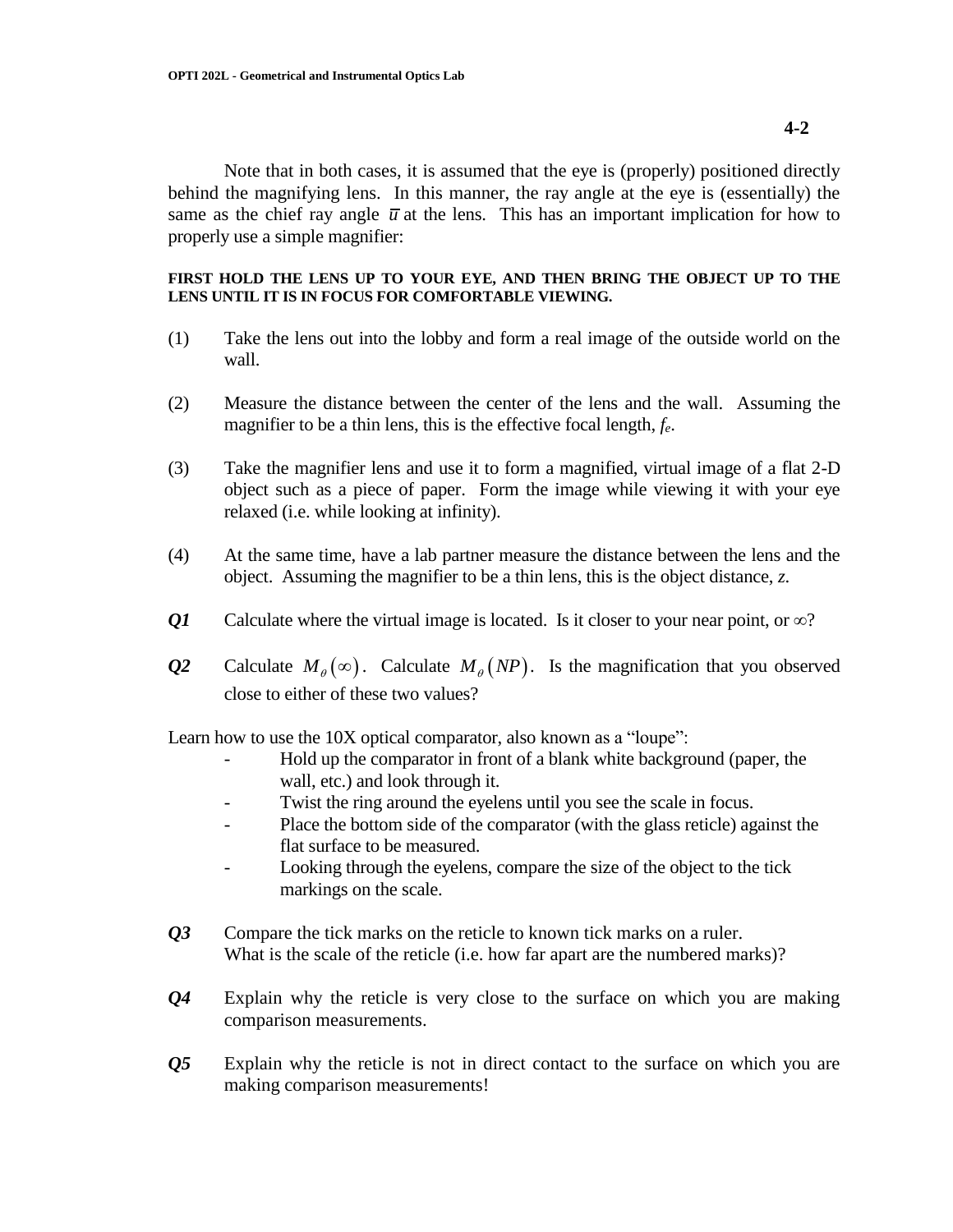Note that in both cases, it is assumed that the eye is (properly) positioned directly behind the magnifying lens. In this manner, the ray angle at the eye is (essentially) the same as the chief ray angle $\bar{u}$ at the lens. This has an important implication for how to properly use a simple magnifier:

**FIRST HOLD THE LENS UP TO YOUR EYE, AND THEN BRING THE OBJECT UP TO THE LENS UNTIL IT IS IN FOCUS FOR COMFORTABLE VIEWING.**

(1) Take the lens out into the lobby and form a real image of the outside world on the wall.

(2) Measure the distance between the center of the lens and the wall. Assuming the magnifier to be a thin lens, this is the effective focal length, $f_e$.

(3) Take the magnifier lens and use it to form a magnified, virtual image of a flat 2-D object such as a piece of paper. Form the image while viewing it with your eye relaxed (i.e. while looking at infinity).

(4) At the same time, have a lab partner measure the distance between the lens and the object. Assuming the magnifier to be a thin lens, this is the object distance, $z$.

***Q1*** Calculate where the virtual image is located. Is it closer to your near point, or $\infty$?

***Q2*** Calculate $M_\theta(\infty)$. Calculate $M_\theta(NP)$. Is the magnification that you observed close to either of these two values?

Learn how to use the 10X optical comparator, also known as a "loupe":

- Hold up the comparator in front of a blank white background (paper, the wall, etc.) and look through it.
- Twist the ring around the eyelens until you see the scale in focus.
- Place the bottom side of the comparator (with the glass reticle) against the flat surface to be measured.
- Looking through the eyelens, compare the size of the object to the tick markings on the scale.

***Q3*** Compare the tick marks on the reticle to known tick marks on a ruler. What is the scale of the reticle (i.e. how far apart are the numbered marks)?

***Q4*** Explain why the reticle is very close to the surface on which you are making comparison measurements.

***Q5*** Explain why the reticle is not in direct contact to the surface on which you are making comparison measurements!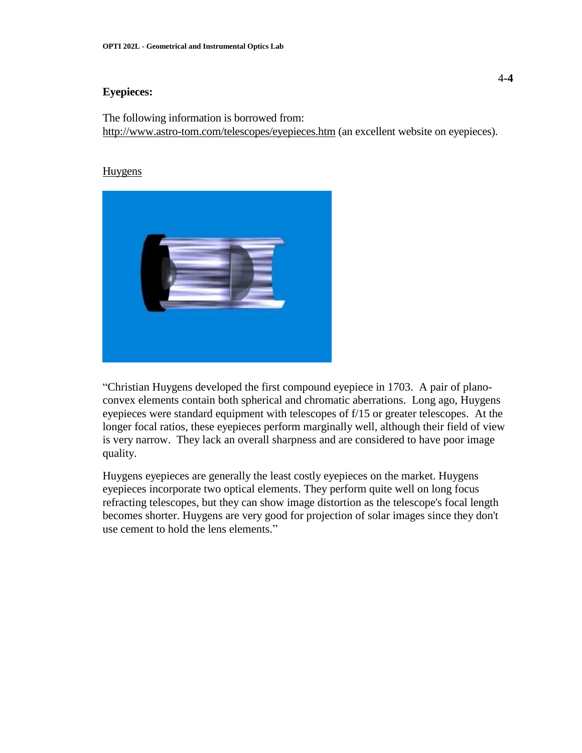## Eyepieces:

The following information is borrowed from:
http://www.astro-tom.com/telescopes/eyepieces.htm (an excellent website on eyepieces).

### Huygens

"Christian Huygens developed the first compound eyepiece in 1703. A pair of plano-convex elements contain both spherical and chromatic aberrations. Long ago, Huygens eyepieces were standard equipment with telescopes of f/15 or greater telescopes. At the longer focal ratios, these eyepieces perform marginally well, although their field of view is very narrow. They lack an overall sharpness and are considered to have poor image quality.

Huygens eyepieces are generally the least costly eyepieces on the market. Huygens eyepieces incorporate two optical elements. They perform quite well on long focus refracting telescopes, but they can show image distortion as the telescope's focal length becomes shorter. Huygens are very good for projection of solar images since they don't use cement to hold the lens elements."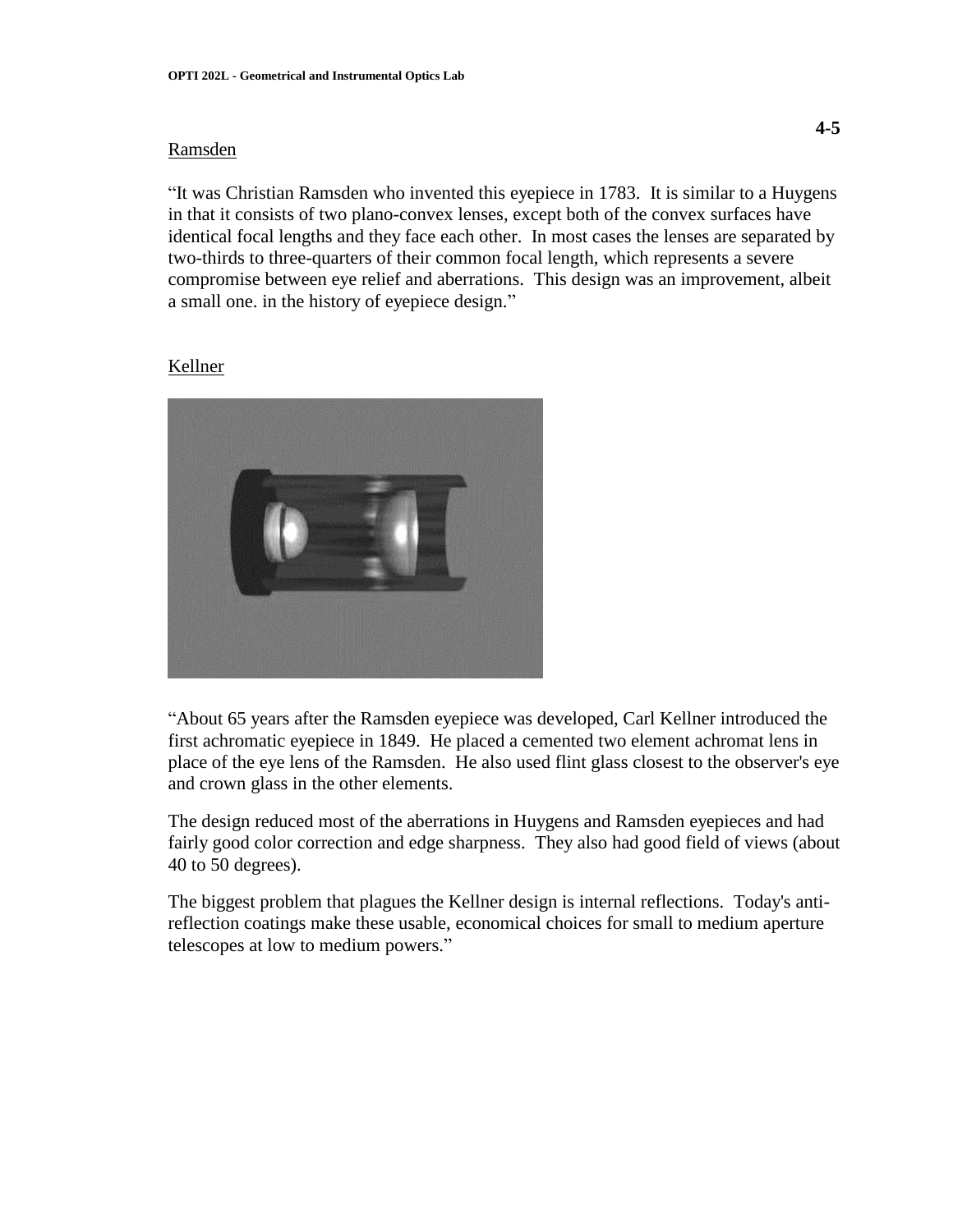## Ramsden

"It was Christian Ramsden who invented this eyepiece in 1783. It is similar to a Huygens in that it consists of two plano-convex lenses, except both of the convex surfaces have identical focal lengths and they face each other. In most cases the lenses are separated by two-thirds to three-quarters of their common focal length, which represents a severe compromise between eye relief and aberrations. This design was an improvement, albeit a small one. in the history of eyepiece design."

## Kellner

"About 65 years after the Ramsden eyepiece was developed, Carl Kellner introduced the first achromatic eyepiece in 1849. He placed a cemented two element achromat lens in place of the eye lens of the Ramsden. He also used flint glass closest to the observer's eye and crown glass in the other elements.

The design reduced most of the aberrations in Huygens and Ramsden eyepieces and had fairly good color correction and edge sharpness. They also had good field of views (about 40 to 50 degrees).

The biggest problem that plagues the Kellner design is internal reflections. Today's anti-reflection coatings make these usable, economical choices for small to medium aperture telescopes at low to medium powers."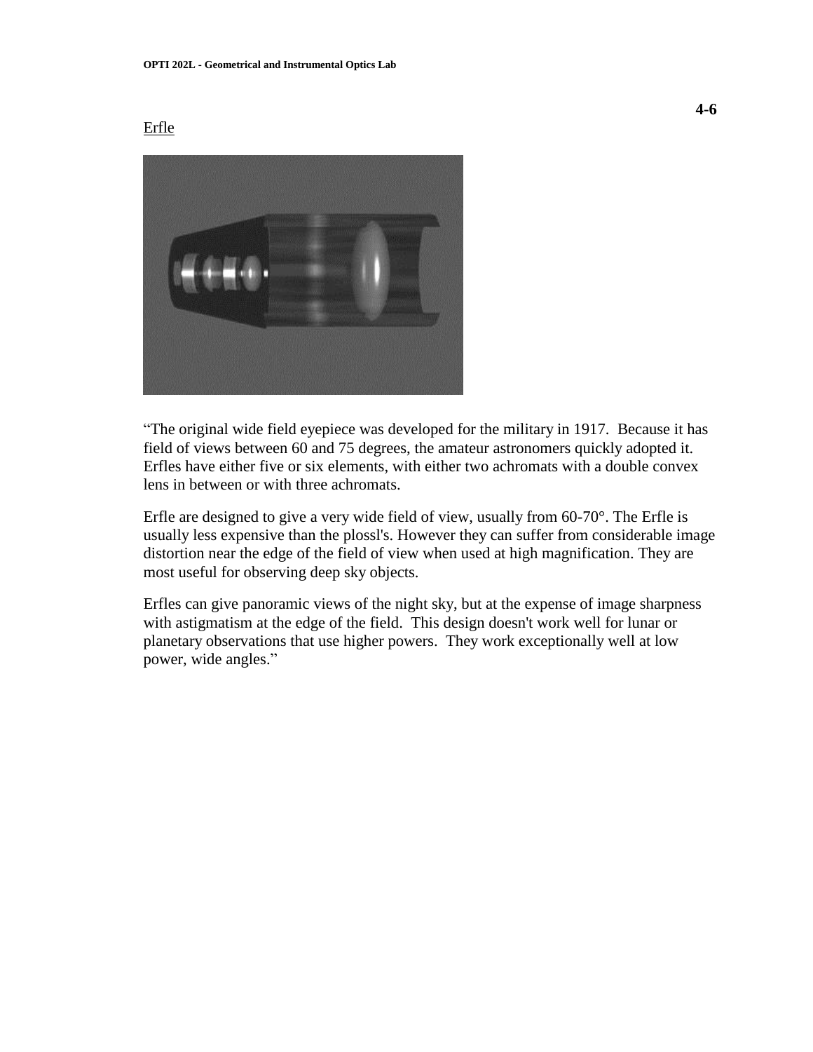Erfle

“The original wide field eyepiece was developed for the military in 1917. Because it has field of views between 60 and 75 degrees, the amateur astronomers quickly adopted it. Erfles have either five or six elements, with either two achromats with a double convex lens in between or with three achromats.

Erfle are designed to give a very wide field of view, usually from 60-70°. The Erfle is usually less expensive than the plossl's. However they can suffer from considerable image distortion near the edge of the field of view when used at high magnification. They are most useful for observing deep sky objects.

Erfles can give panoramic views of the night sky, but at the expense of image sharpness with astigmatism at the edge of the field. This design doesn't work well for lunar or planetary observations that use higher powers. They work exceptionally well at low power, wide angles.”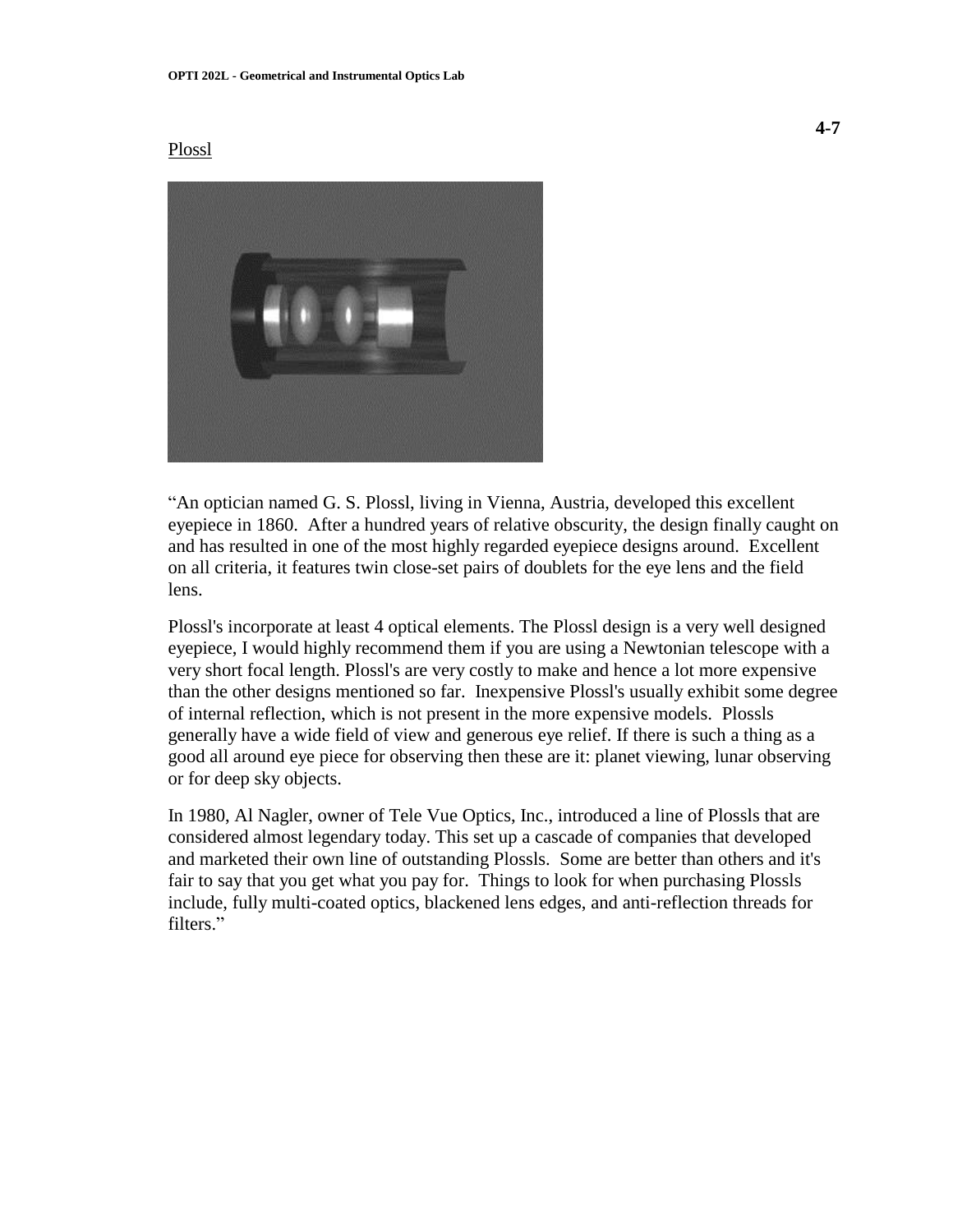Plossl

"An optician named G. S. Plossl, living in Vienna, Austria, developed this excellent eyepiece in 1860. After a hundred years of relative obscurity, the design finally caught on and has resulted in one of the most highly regarded eyepiece designs around. Excellent on all criteria, it features twin close-set pairs of doublets for the eye lens and the field lens.

Plossl's incorporate at least 4 optical elements. The Plossl design is a very well designed eyepiece, I would highly recommend them if you are using a Newtonian telescope with a very short focal length. Plossl's are very costly to make and hence a lot more expensive than the other designs mentioned so far. Inexpensive Plossl's usually exhibit some degree of internal reflection, which is not present in the more expensive models. Plossls generally have a wide field of view and generous eye relief. If there is such a thing as a good all around eye piece for observing then these are it: planet viewing, lunar observing or for deep sky objects.

In 1980, Al Nagler, owner of Tele Vue Optics, Inc., introduced a line of Plossls that are considered almost legendary today. This set up a cascade of companies that developed and marketed their own line of outstanding Plossls. Some are better than others and it's fair to say that you get what you pay for. Things to look for when purchasing Plossls include, fully multi-coated optics, blackened lens edges, and anti-reflection threads for filters."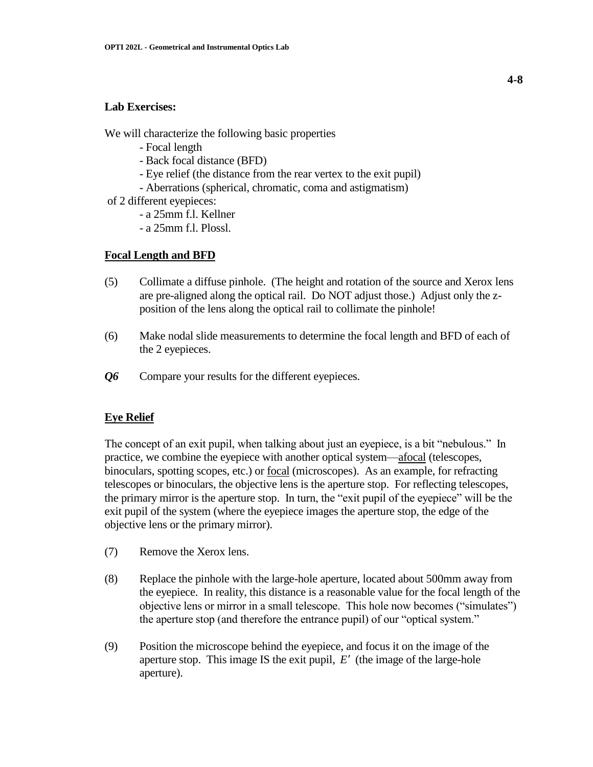**Lab Exercises:**

We will characterize the following basic properties

- Focal length
- Back focal distance (BFD)
- Eye relief (the distance from the rear vertex to the exit pupil)
- Aberrations (spherical, chromatic, coma and astigmatism)

of 2 different eyepieces:

- a 25mm f.l. Kellner
- a 25mm f.l. Plossl.

## Focal Length and BFD

(5) Collimate a diffuse pinhole. (The height and rotation of the source and Xerox lens are pre-aligned along the optical rail. Do NOT adjust those.) Adjust only the z-position of the lens along the optical rail to collimate the pinhole!

(6) Make nodal slide measurements to determine the focal length and BFD of each of the 2 eyepieces.

***Q6*** Compare your results for the different eyepieces.

## Eye Relief

The concept of an exit pupil, when talking about just an eyepiece, is a bit "nebulous." In practice, we combine the eyepiece with another optical system—afocal (telescopes, binoculars, spotting scopes, etc.) or focal (microscopes). As an example, for refracting telescopes or binoculars, the objective lens is the aperture stop. For reflecting telescopes, the primary mirror is the aperture stop. In turn, the "exit pupil of the eyepiece" will be the exit pupil of the system (where the eyepiece images the aperture stop, the edge of the objective lens or the primary mirror).

(7) Remove the Xerox lens.

(8) Replace the pinhole with the large-hole aperture, located about 500mm away from the eyepiece. In reality, this distance is a reasonable value for the focal length of the objective lens or mirror in a small telescope. This hole now becomes ("simulates") the aperture stop (and therefore the entrance pupil) of our "optical system."

(9) Position the microscope behind the eyepiece, and focus it on the image of the aperture stop. This image IS the exit pupil, $E'$ (the image of the large-hole aperture).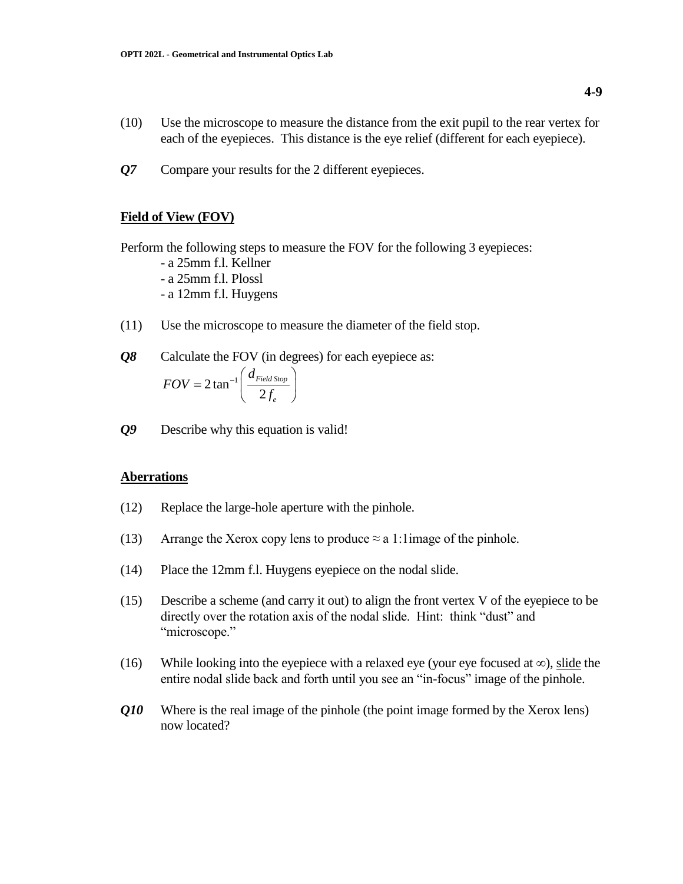(10) Use the microscope to measure the distance from the exit pupil to the rear vertex for each of the eyepieces. This distance is the eye relief (different for each eyepiece).

***Q7*** Compare your results for the 2 different eyepieces.

## Field of View (FOV)

Perform the following steps to measure the FOV for the following 3 eyepieces:

- a 25mm f.l. Kellner
- a 25mm f.l. Plossl
- a 12mm f.l. Huygens

(11) Use the microscope to measure the diameter of the field stop.

***Q8*** Calculate the FOV (in degrees) for each eyepiece as:

$$FOV = 2\tan^{-1}\left(\frac{d_{Field\ Stop}}{2 f_e}\right)$$

***Q9*** Describe why this equation is valid!

## Aberrations

(12) Replace the large-hole aperture with the pinhole.

(13) Arrange the Xerox copy lens to produce ≈ a 1:1image of the pinhole.

(14) Place the 12mm f.l. Huygens eyepiece on the nodal slide.

(15) Describe a scheme (and carry it out) to align the front vertex V of the eyepiece to be directly over the rotation axis of the nodal slide. Hint: think "dust" and "microscope."

(16) While looking into the eyepiece with a relaxed eye (your eye focused at $\infty$), <u>slide</u> the entire nodal slide back and forth until you see an "in-focus" image of the pinhole.

***Q10*** Where is the real image of the pinhole (the point image formed by the Xerox lens) now located?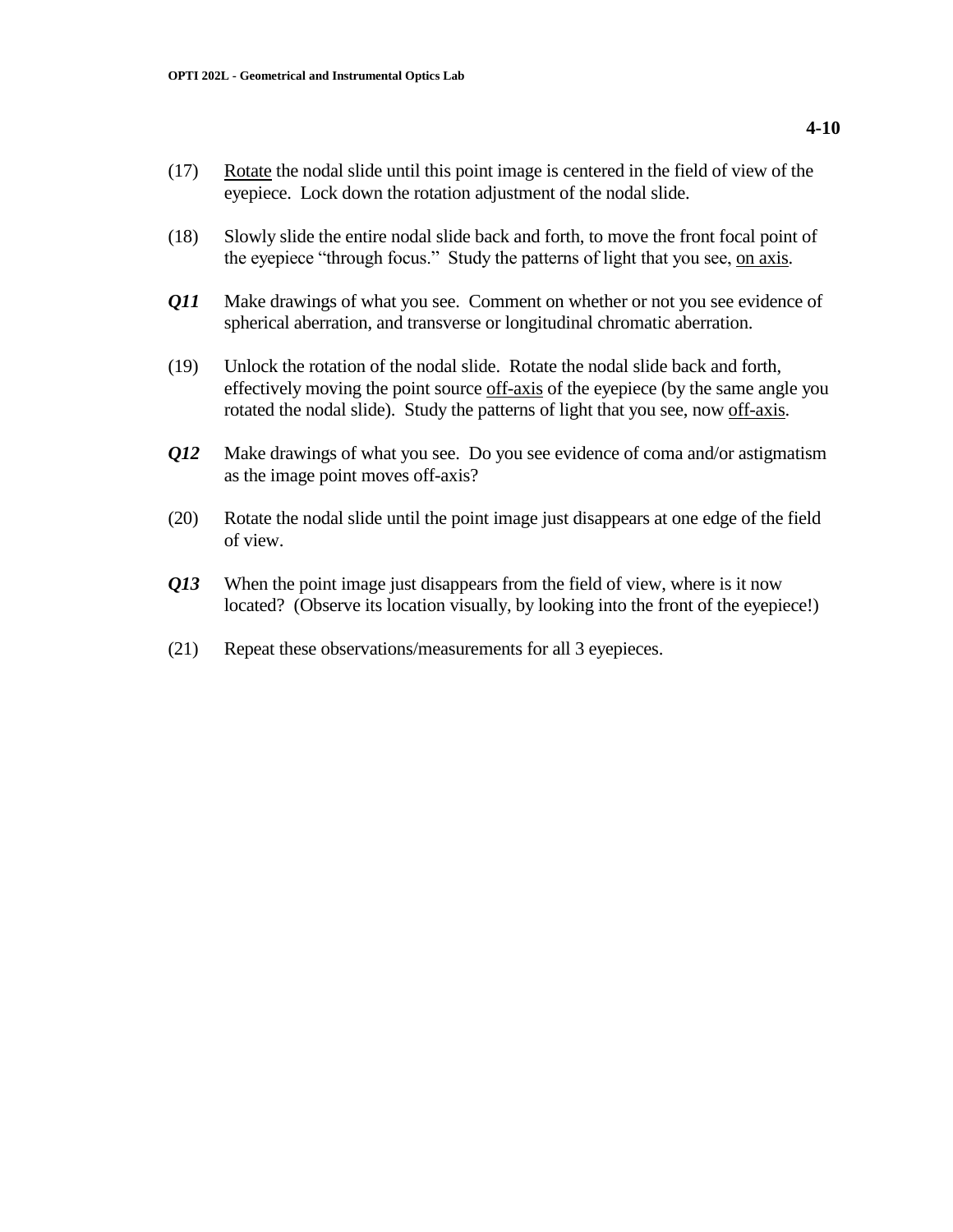(17) Rotate the nodal slide until this point image is centered in the field of view of the eyepiece. Lock down the rotation adjustment of the nodal slide.

(18) Slowly slide the entire nodal slide back and forth, to move the front focal point of the eyepiece "through focus." Study the patterns of light that you see, on axis.

***Q11*** Make drawings of what you see. Comment on whether or not you see evidence of spherical aberration, and transverse or longitudinal chromatic aberration.

(19) Unlock the rotation of the nodal slide. Rotate the nodal slide back and forth, effectively moving the point source off-axis of the eyepiece (by the same angle you rotated the nodal slide). Study the patterns of light that you see, now off-axis.

***Q12*** Make drawings of what you see. Do you see evidence of coma and/or astigmatism as the image point moves off-axis?

(20) Rotate the nodal slide until the point image just disappears at one edge of the field of view.

***Q13*** When the point image just disappears from the field of view, where is it now located? (Observe its location visually, by looking into the front of the eyepiece!)

(21) Repeat these observations/measurements for all 3 eyepieces.